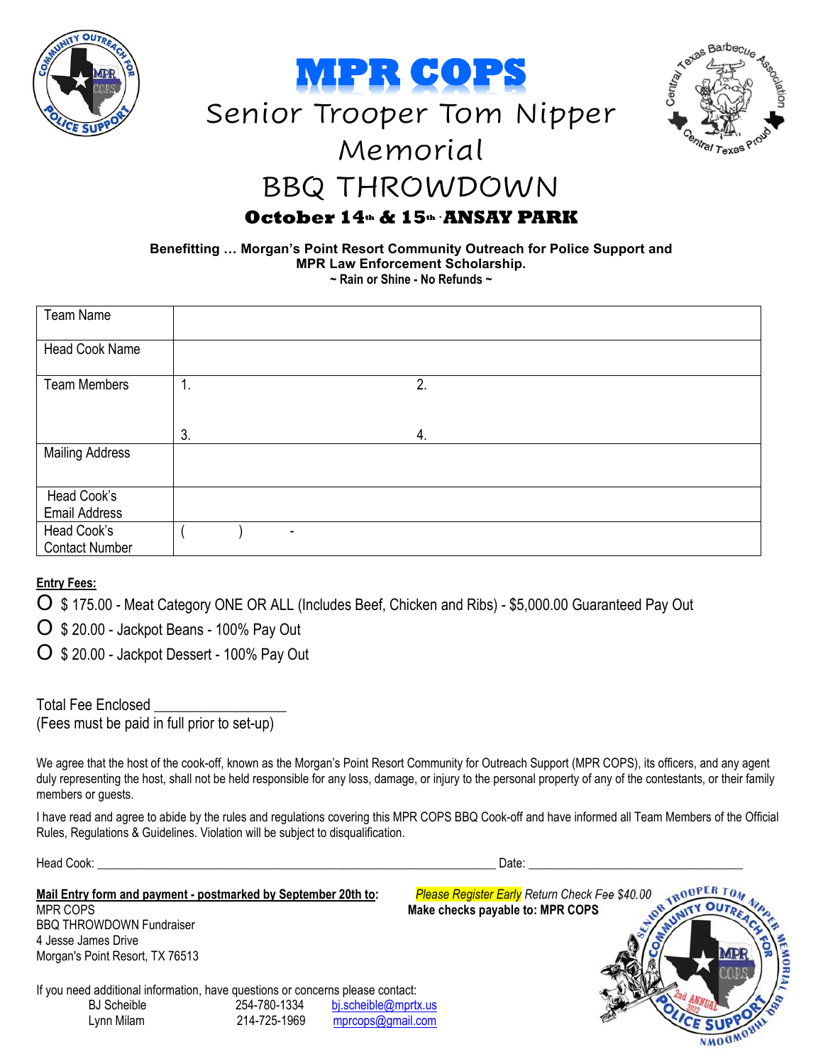# MPR COPS

## Senior Trooper Tom Nipper Memorial

## BBQ THROWDOWN

### October 14th & 15th · ANSAY PARK

**Benefitting … Morgan's Point Resort Community Outreach for Police Support and MPR Law Enforcement Scholarship.**

**~ Rain or Shine - No Refunds ~**

| Team Name | | |
|---|---|---|
| Head Cook Name | | |
| Team Members | 1. | 2. |
| | 3. | 4. |
| Mailing Address | | |
| Head Cook's Email Address | | |
| Head Cook's Contact Number | (      )      - | |

**Entry Fees:**

- O $ 175.00 - Meat Category ONE OR ALL (Includes Beef, Chicken and Ribs) - $5,000.00 Guaranteed Pay Out
- O $ 20.00 - Jackpot Beans - 100% Pay Out
- O $ 20.00 - Jackpot Dessert - 100% Pay Out

Total Fee Enclosed ________________

(Fees must be paid in full prior to set-up)

We agree that the host of the cook-off, known as the Morgan's Point Resort Community for Outreach Support (MPR COPS), its officers, and any agent duly representing the host, shall not be held responsible for any loss, damage, or injury to the personal property of any of the contestants, or their family members or guests.

I have read and agree to abide by the rules and regulations covering this MPR COPS BBQ Cook-off and have informed all Team Members of the Official Rules, Regulations & Guidelines. Violation will be subject to disqualification.

Head Cook: ____________________________________________ Date: ____________________________

**Mail Entry form and payment - postmarked by September 20th to:**

MPR COPS
BBQ THROWDOWN Fundraiser
4 Jesse James Drive
Morgan's Point Resort, TX 76513

*Please Register Early* *Return Check Fee $40.00*

**Make checks payable to: MPR COPS**

If you need additional information, have questions or concerns please contact:

| | | |
|---|---|---|
| BJ Scheible | 254-780-1334 | bj.scheible@mprtx.us |
| Lynn Milam | 214-725-1969 | mprcops@gmail.com |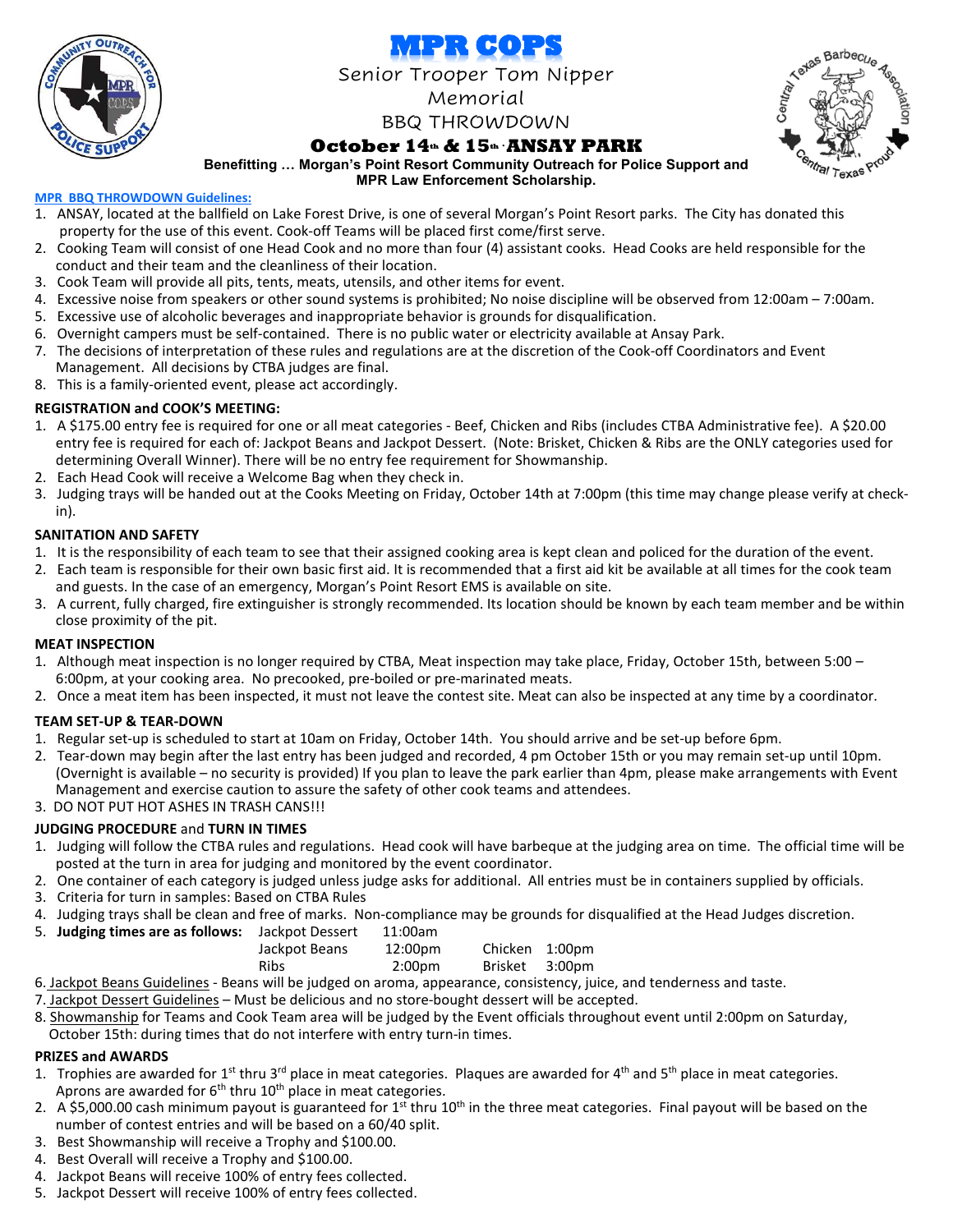# MPR COPS

Senior Trooper Tom Nipper Memorial

BBQ THROWDOWN

**October 14th & 15th ANSAY PARK**

**Benefitting … Morgan's Point Resort Community Outreach for Police Support and MPR Law Enforcement Scholarship.**

**MPR BBQ THROWDOWN Guidelines:**

1. ANSAY, located at the ballfield on Lake Forest Drive, is one of several Morgan's Point Resort parks. The City has donated this property for the use of this event. Cook-off Teams will be placed first come/first serve.
2. Cooking Team will consist of one Head Cook and no more than four (4) assistant cooks. Head Cooks are held responsible for the conduct and their team and the cleanliness of their location.
3. Cook Team will provide all pits, tents, meats, utensils, and other items for event.
4. Excessive noise from speakers or other sound systems is prohibited; No noise discipline will be observed from 12:00am – 7:00am.
5. Excessive use of alcoholic beverages and inappropriate behavior is grounds for disqualification.
6. Overnight campers must be self-contained. There is no public water or electricity available at Ansay Park.
7. The decisions of interpretation of these rules and regulations are at the discretion of the Cook-off Coordinators and Event Management. All decisions by CTBA judges are final.
8. This is a family-oriented event, please act accordingly.

**REGISTRATION and COOK'S MEETING:**

1. A $175.00 entry fee is required for one or all meat categories - Beef, Chicken and Ribs (includes CTBA Administrative fee). A $20.00 entry fee is required for each of: Jackpot Beans and Jackpot Dessert. (Note: Brisket, Chicken & Ribs are the ONLY categories used for determining Overall Winner). There will be no entry fee requirement for Showmanship.
2. Each Head Cook will receive a Welcome Bag when they check in.
3. Judging trays will be handed out at the Cooks Meeting on Friday, October 14th at 7:00pm (this time may change please verify at check-in).

**SANITATION AND SAFETY**

1. It is the responsibility of each team to see that their assigned cooking area is kept clean and policed for the duration of the event.
2. Each team is responsible for their own basic first aid. It is recommended that a first aid kit be available at all times for the cook team and guests. In the case of an emergency, Morgan's Point Resort EMS is available on site.
3. A current, fully charged, fire extinguisher is strongly recommended. Its location should be known by each team member and be within close proximity of the pit.

**MEAT INSPECTION**

1. Although meat inspection is no longer required by CTBA, Meat inspection may take place, Friday, October 15th, between 5:00 – 6:00pm, at your cooking area. No precooked, pre-boiled or pre-marinated meats.
2. Once a meat item has been inspected, it must not leave the contest site. Meat can also be inspected at any time by a coordinator.

**TEAM SET-UP & TEAR-DOWN**

1. Regular set-up is scheduled to start at 10am on Friday, October 14th. You should arrive and be set-up before 6pm.
2. Tear-down may begin after the last entry has been judged and recorded, 4 pm October 15th or you may remain set-up until 10pm. (Overnight is available – no security is provided) If you plan to leave the park earlier than 4pm, please make arrangements with Event Management and exercise caution to assure the safety of other cook teams and attendees.
3. DO NOT PUT HOT ASHES IN TRASH CANS!!!

**JUDGING PROCEDURE** and **TURN IN TIMES**

1. Judging will follow the CTBA rules and regulations. Head cook will have barbeque at the judging area on time. The official time will be posted at the turn in area for judging and monitored by the event coordinator.
2. One container of each category is judged unless judge asks for additional. All entries must be in containers supplied by officials.
3. Criteria for turn in samples: Based on CTBA Rules
4. Judging trays shall be clean and free of marks. Non-compliance may be grounds for disqualified at the Head Judges discretion.
5. **Judging times are as follows:**

| | | | |
|---|---|---|---|
| Jackpot Dessert | 11:00am | | |
| Jackpot Beans | 12:00pm | Chicken | 1:00pm |
| Ribs | 2:00pm | Brisket | 3:00pm |

6. Jackpot Beans Guidelines - Beans will be judged on aroma, appearance, consistency, juice, and tenderness and taste.
7. Jackpot Dessert Guidelines – Must be delicious and no store-bought dessert will be accepted.
8. Showmanship for Teams and Cook Team area will be judged by the Event officials throughout event until 2:00pm on Saturday, October 15th: during times that do not interfere with entry turn-in times.

**PRIZES and AWARDS**

1. Trophies are awarded for 1st thru 3rd place in meat categories. Plaques are awarded for 4th and 5th place in meat categories. Aprons are awarded for 6th thru 10th place in meat categories.
2. A $5,000.00 cash minimum payout is guaranteed for 1st thru 10th in the three meat categories. Final payout will be based on the number of contest entries and will be based on a 60/40 split.
3. Best Showmanship will receive a Trophy and $100.00.
4. Best Overall will receive a Trophy and $100.00.
4. Jackpot Beans will receive 100% of entry fees collected.
5. Jackpot Dessert will receive 100% of entry fees collected.